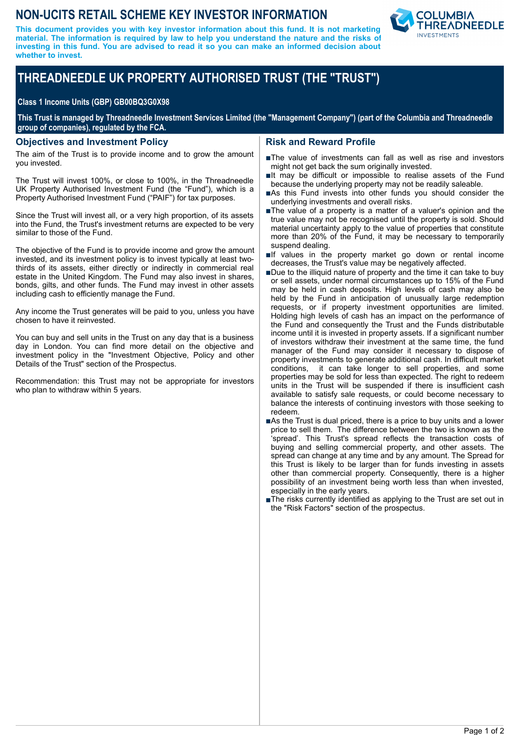# NON-UCITS RETAIL SCHEME KEY INVESTOR INFORMATION

**This document provides you with key investor information about this fund. It is not marketing material. The information is required by law to help you understand the nature and the risks of investing in this fund. You are advised to read it so you can make an informed decision about whether to invest.**

# THREADNEEDLE UK PROPERTY AUTHORISED TRUST (THE "TRUST")

**Class 1 Income Units (GBP) GB00BQ3G0X98**

**This Trust is managed by Threadneedle Investment Services Limited (the "Management Company") (part of the Columbia and Threadneedle group of companies), regulated by the FCA.**

## Objectives and Investment Policy

The aim of the Trust is to provide income and to grow the amount you invested.

The Trust will invest 100%, or close to 100%, in the Threadneedle UK Property Authorised Investment Fund (the "Fund"), which is a Property Authorised Investment Fund ("PAIF") for tax purposes.

Since the Trust will invest all, or a very high proportion, of its assets into the Fund, the Trust's investment returns are expected to be very similar to those of the Fund.

The objective of the Fund is to provide income and grow the amount invested, and its investment policy is to invest typically at least two-thirds of its assets, either directly or indirectly in commercial real estate in the United Kingdom. The Fund may also invest in shares, bonds, gilts, and other funds. The Fund may invest in other assets including cash to efficiently manage the Fund.

Any income the Trust generates will be paid to you, unless you have chosen to have it reinvested.

You can buy and sell units in the Trust on any day that is a business day in London. You can find more detail on the objective and investment policy in the "Investment Objective, Policy and other Details of the Trust" section of the Prospectus.

Recommendation: this Trust may not be appropriate for investors who plan to withdraw within 5 years.

## Risk and Reward Profile

- The value of investments can fall as well as rise and investors might not get back the sum originally invested.
- It may be difficult or impossible to realise assets of the Fund because the underlying property may not be readily saleable.
- As this Fund invests into other funds you should consider the underlying investments and overall risks.
- The value of a property is a matter of a valuer's opinion and the true value may not be recognised until the property is sold. Should material uncertainty apply to the value of properties that constitute more than 20% of the Fund, it may be necessary to temporarily suspend dealing.
- If values in the property market go down or rental income decreases, the Trust's value may be negatively affected.
- Due to the illiquid nature of property and the time it can take to buy or sell assets, under normal circumstances up to 15% of the Fund may be held in cash deposits. High levels of cash may also be held by the Fund in anticipation of unusually large redemption requests, or if property investment opportunities are limited. Holding high levels of cash has an impact on the performance of the Fund and consequently the Trust and the Funds distributable income until it is invested in property assets. If a significant number of investors withdraw their investment at the same time, the fund manager of the Fund may consider it necessary to dispose of property investments to generate additional cash. In difficult market conditions, it can take longer to sell properties, and some properties may be sold for less than expected. The right to redeem units in the Trust will be suspended if there is insufficient cash available to satisfy sale requests, or could become necessary to balance the interests of continuing investors with those seeking to redeem.
- As the Trust is dual priced, there is a price to buy units and a lower price to sell them. The difference between the two is known as the 'spread'. This Trust's spread reflects the transaction costs of buying and selling commercial property, and other assets. The spread can change at any time and by any amount. The Spread for this Trust is likely to be larger than for funds investing in assets other than commercial property. Consequently, there is a higher possibility of an investment being worth less than when invested, especially in the early years.
- The risks currently identified as applying to the Trust are set out in the "Risk Factors" section of the prospectus.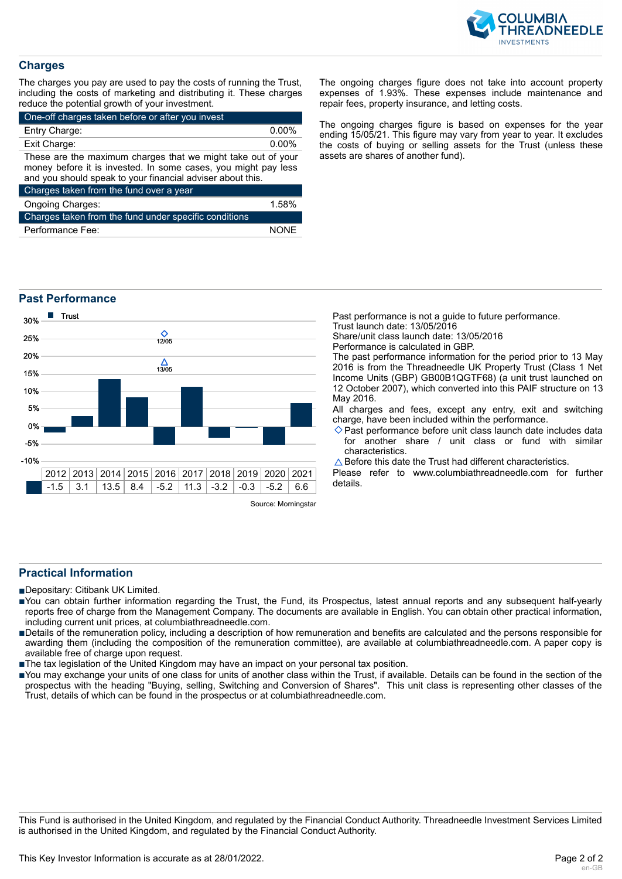## Charges

The charges you pay are used to pay the costs of running the Trust, including the costs of marketing and distributing it. These charges reduce the potential growth of your investment.

| One-off charges taken before or after you invest | |
|---|---|
| Entry Charge: | 0.00% |
| Exit Charge: | 0.00% |
| These are the maximum charges that we might take out of your money before it is invested. In some cases, you might pay less and you should speak to your financial adviser about this. | |
| **Charges taken from the fund over a year** | |
| Ongoing Charges: | 1.58% |
| **Charges taken from the fund under specific conditions** | |
| Performance Fee: | NONE |

The ongoing charges figure does not take into account property expenses of 1.93%. These expenses include maintenance and repair fees, property insurance, and letting costs.

The ongoing charges figure is based on expenses for the year ending 15/05/21. This figure may vary from year to year. It excludes the costs of buying or selling assets for the Trust (unless these assets are shares of another fund).

## Past Performance

Trust

30%
25%
20%
15%
10%
5%
0%
-5%
-10%

◇ 12/05
△ 13/05

2012 2013 2014 2015 2016 2017 2018 2019 2020 2021
-1.5 3.1 13.5 8.4 -5.2 11.3 -3.2 -0.3 -5.2 6.6

Source: Morningstar

Past performance is not a guide to future performance.
Trust launch date: 13/05/2016
Share/unit class launch date: 13/05/2016
Performance is calculated in GBP.
The past performance information for the period prior to 13 May 2016 is from the Threadneedle UK Property Trust (Class 1 Net Income Units (GBP) GB00B1QGTF68) (a unit trust launched on 12 October 2007), which converted into this PAIF structure on 13 May 2016.
All charges and fees, except any entry, exit and switching charge, have been included within the performance.
◇ Past performance before unit class launch date includes data for another share / unit class or fund with similar characteristics.
△ Before this date the Trust had different characteristics.
Please refer to www.columbiathreadneedle.com for further details.

## Practical Information

- Depositary: Citibank UK Limited.
- You can obtain further information regarding the Trust, the Fund, its Prospectus, latest annual reports and any subsequent half-yearly reports free of charge from the Management Company. The documents are available in English. You can obtain other practical information, including current unit prices, at columbiathreadneedle.com.
- Details of the remuneration policy, including a description of how remuneration and benefits are calculated and the persons responsible for awarding them (including the composition of the remuneration committee), are available at columbiathreadneedle.com. A paper copy is available free of charge upon request.
- The tax legislation of the United Kingdom may have an impact on your personal tax position.
- You may exchange your units of one class for units of another class within the Trust, if available. Details can be found in the section of the prospectus with the heading "Buying, selling, Switching and Conversion of Shares". This unit class is representing other classes of the Trust, details of which can be found in the prospectus or at columbiathreadneedle.com.

This Fund is authorised in the United Kingdom, and regulated by the Financial Conduct Authority. Threadneedle Investment Services Limited is authorised in the United Kingdom, and regulated by the Financial Conduct Authority.

This Key Investor Information is accurate as at 28/01/2022.